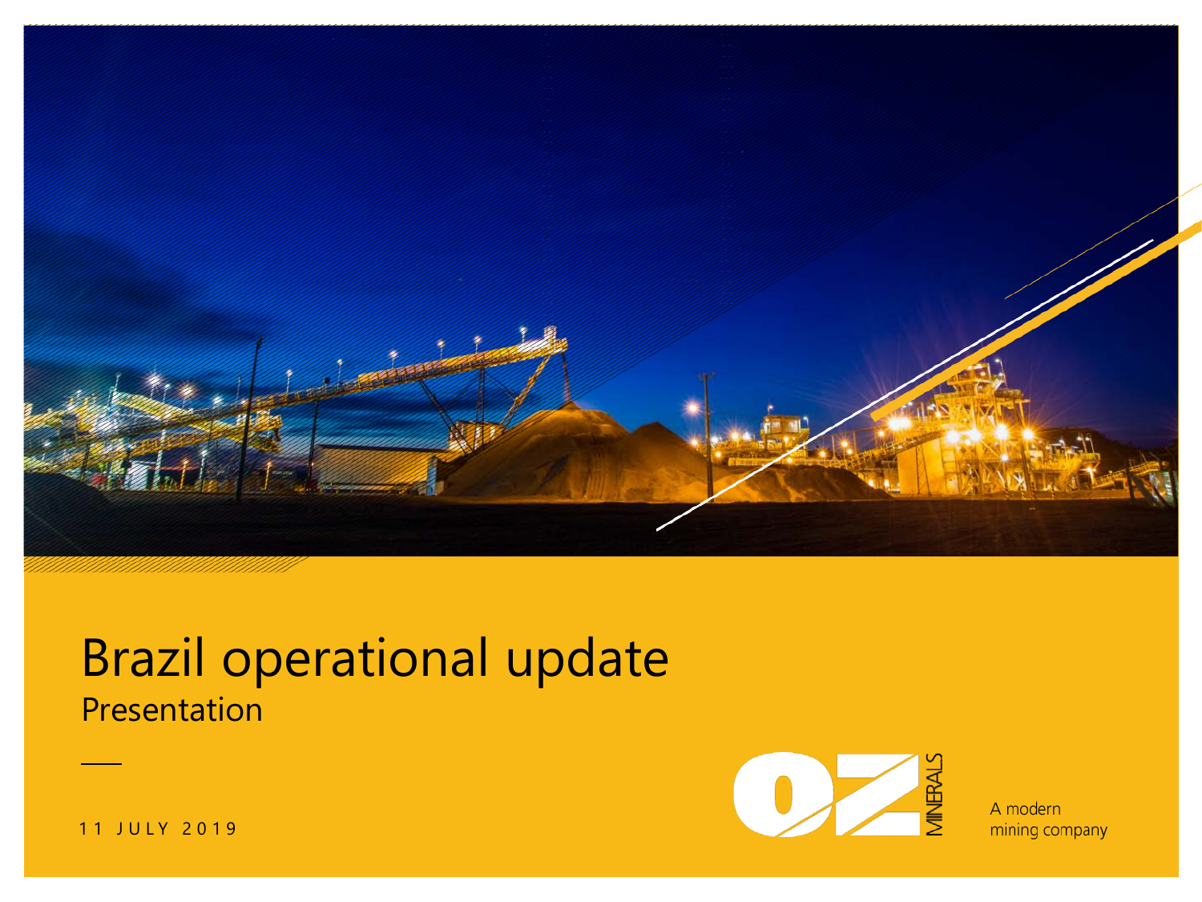# Brazil operational update

Presentation

11 JULY 2019

OZ MINERALS

A modern mining company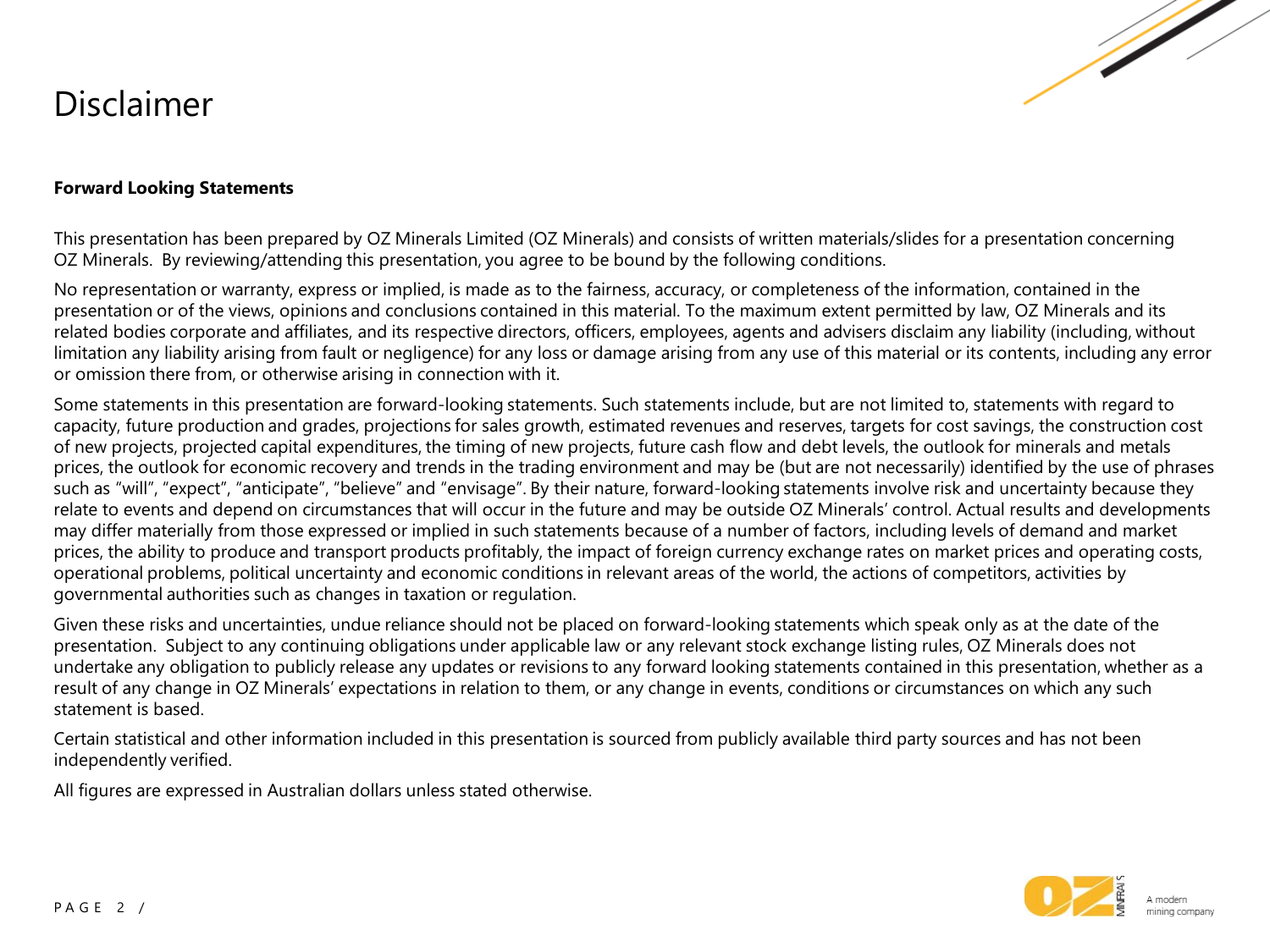# Disclaimer

**Forward Looking Statements**

This presentation has been prepared by OZ Minerals Limited (OZ Minerals) and consists of written materials/slides for a presentation concerning OZ Minerals. By reviewing/attending this presentation, you agree to be bound by the following conditions.

No representation or warranty, express or implied, is made as to the fairness, accuracy, or completeness of the information, contained in the presentation or of the views, opinions and conclusions contained in this material. To the maximum extent permitted by law, OZ Minerals and its related bodies corporate and affiliates, and its respective directors, officers, employees, agents and advisers disclaim any liability (including, without limitation any liability arising from fault or negligence) for any loss or damage arising from any use of this material or its contents, including any error or omission there from, or otherwise arising in connection with it.

Some statements in this presentation are forward-looking statements. Such statements include, but are not limited to, statements with regard to capacity, future production and grades, projections for sales growth, estimated revenues and reserves, targets for cost savings, the construction cost of new projects, projected capital expenditures, the timing of new projects, future cash flow and debt levels, the outlook for minerals and metals prices, the outlook for economic recovery and trends in the trading environment and may be (but are not necessarily) identified by the use of phrases such as "will", "expect", "anticipate", "believe" and "envisage". By their nature, forward-looking statements involve risk and uncertainty because they relate to events and depend on circumstances that will occur in the future and may be outside OZ Minerals' control. Actual results and developments may differ materially from those expressed or implied in such statements because of a number of factors, including levels of demand and market prices, the ability to produce and transport products profitably, the impact of foreign currency exchange rates on market prices and operating costs, operational problems, political uncertainty and economic conditions in relevant areas of the world, the actions of competitors, activities by governmental authorities such as changes in taxation or regulation.

Given these risks and uncertainties, undue reliance should not be placed on forward-looking statements which speak only as at the date of the presentation. Subject to any continuing obligations under applicable law or any relevant stock exchange listing rules, OZ Minerals does not undertake any obligation to publicly release any updates or revisions to any forward looking statements contained in this presentation, whether as a result of any change in OZ Minerals' expectations in relation to them, or any change in events, conditions or circumstances on which any such statement is based.

Certain statistical and other information included in this presentation is sourced from publicly available third party sources and has not been independently verified.

All figures are expressed in Australian dollars unless stated otherwise.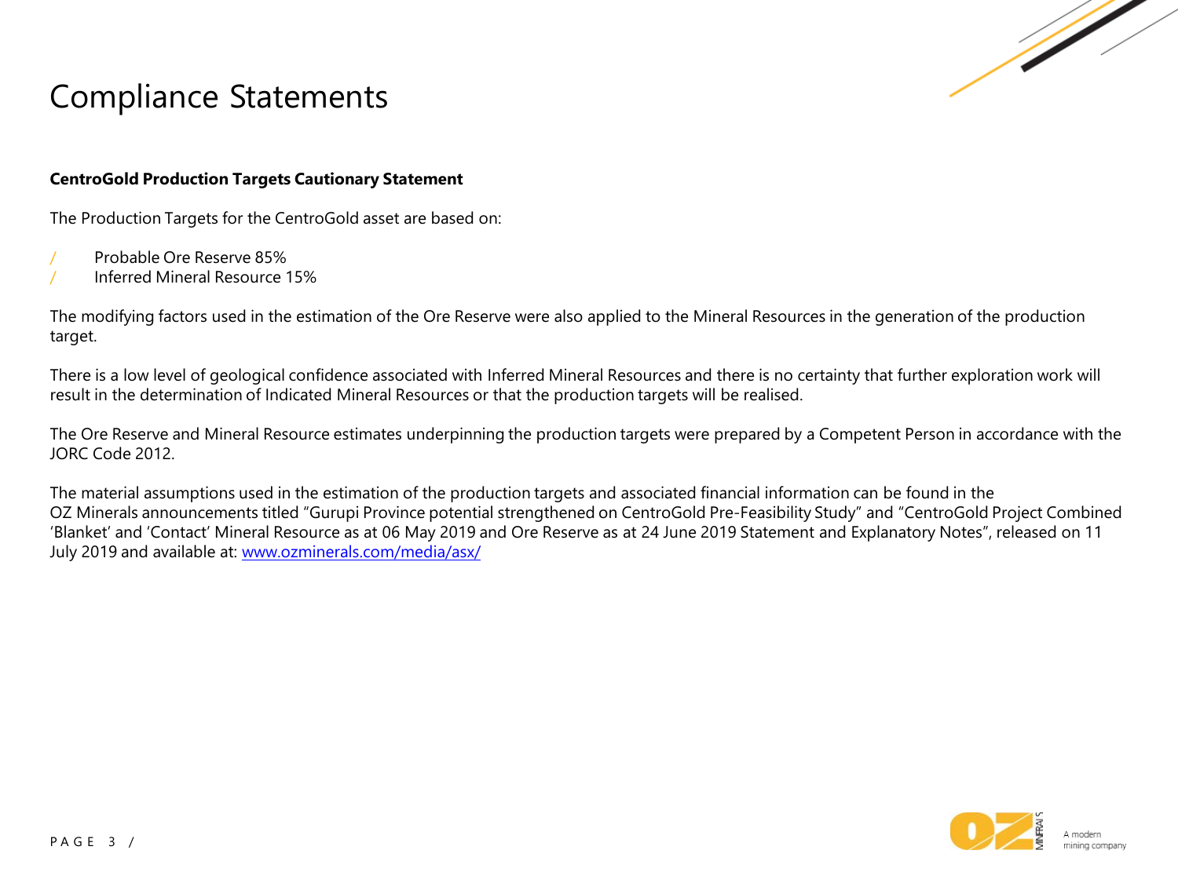# Compliance Statements

**CentroGold Production Targets Cautionary Statement**

The Production Targets for the CentroGold asset are based on:

- Probable Ore Reserve 85%
- Inferred Mineral Resource 15%

The modifying factors used in the estimation of the Ore Reserve were also applied to the Mineral Resources in the generation of the production target.

There is a low level of geological confidence associated with Inferred Mineral Resources and there is no certainty that further exploration work will result in the determination of Indicated Mineral Resources or that the production targets will be realised.

The Ore Reserve and Mineral Resource estimates underpinning the production targets were prepared by a Competent Person in accordance with the JORC Code 2012.

The material assumptions used in the estimation of the production targets and associated financial information can be found in the OZ Minerals announcements titled "Gurupi Province potential strengthened on CentroGold Pre-Feasibility Study" and "CentroGold Project Combined 'Blanket' and 'Contact' Mineral Resource as at 06 May 2019 and Ore Reserve as at 24 June 2019 Statement and Explanatory Notes", released on 11 July 2019 and available at: [www.ozminerals.com/media/asx/](www.ozminerals.com/media/asx/)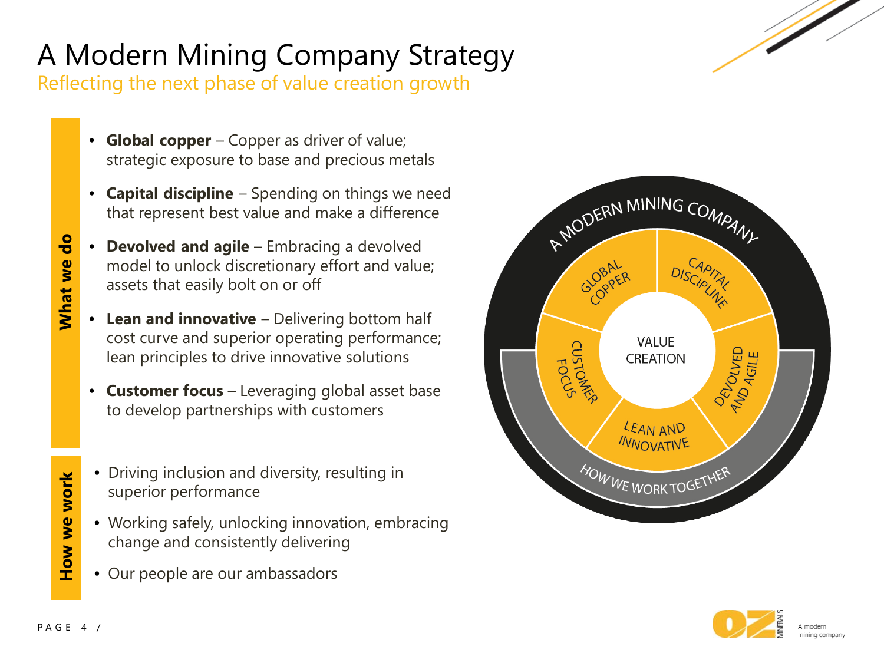# A Modern Mining Company Strategy

## Reflecting the next phase of value creation growth

**What we do**

- **Global copper** – Copper as driver of value; strategic exposure to base and precious metals
- **Capital discipline** – Spending on things we need that represent best value and make a difference
- **Devolved and agile** – Embracing a devolved model to unlock discretionary effort and value; assets that easily bolt on or off
- **Lean and innovative** – Delivering bottom half cost curve and superior operating performance; lean principles to drive innovative solutions
- **Customer focus** – Leveraging global asset base to develop partnerships with customers

**How we work**

- Driving inclusion and diversity, resulting in superior performance
- Working safely, unlocking innovation, embracing change and consistently delivering
- Our people are our ambassadors

A MODERN MINING COMPANY

GLOBAL COPPER | CAPITAL DISCIPLINE | DEVOLVED AND AGILE | LEAN AND INNOVATIVE | CUSTOMER FOCUS

VALUE CREATION

HOW WE WORK TOGETHER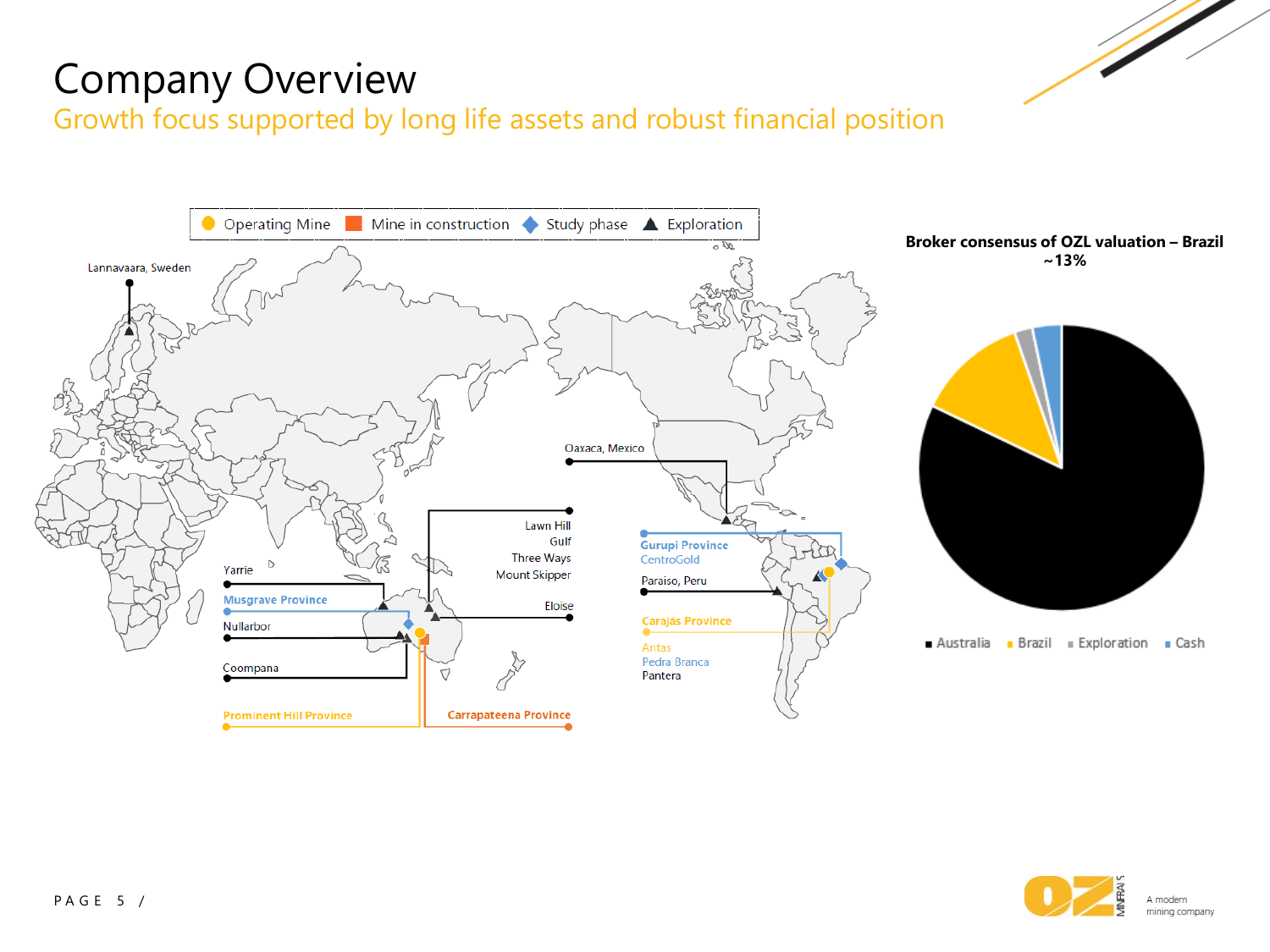# Company Overview

## Growth focus supported by long life assets and robust financial position

Operating Mine | Mine in construction | Study phase | Exploration

Lannavaara, Sweden

Oaxaca, Mexico

Lawn Hill
Gulf
Three Ways
Mount Skipper

Eloise

Yarrie

Musgrave Province

Nullarbor

Coompana

Prominent Hill Province

Carrapateena Province

Gurupi Province
CentroGold

Paraiso, Peru

Carajás Province

Antas
Pedra Branca
Pantera

**Broker consensus of OZL valuation – Brazil ~13%**

Australia | Brazil | Exploration | Cash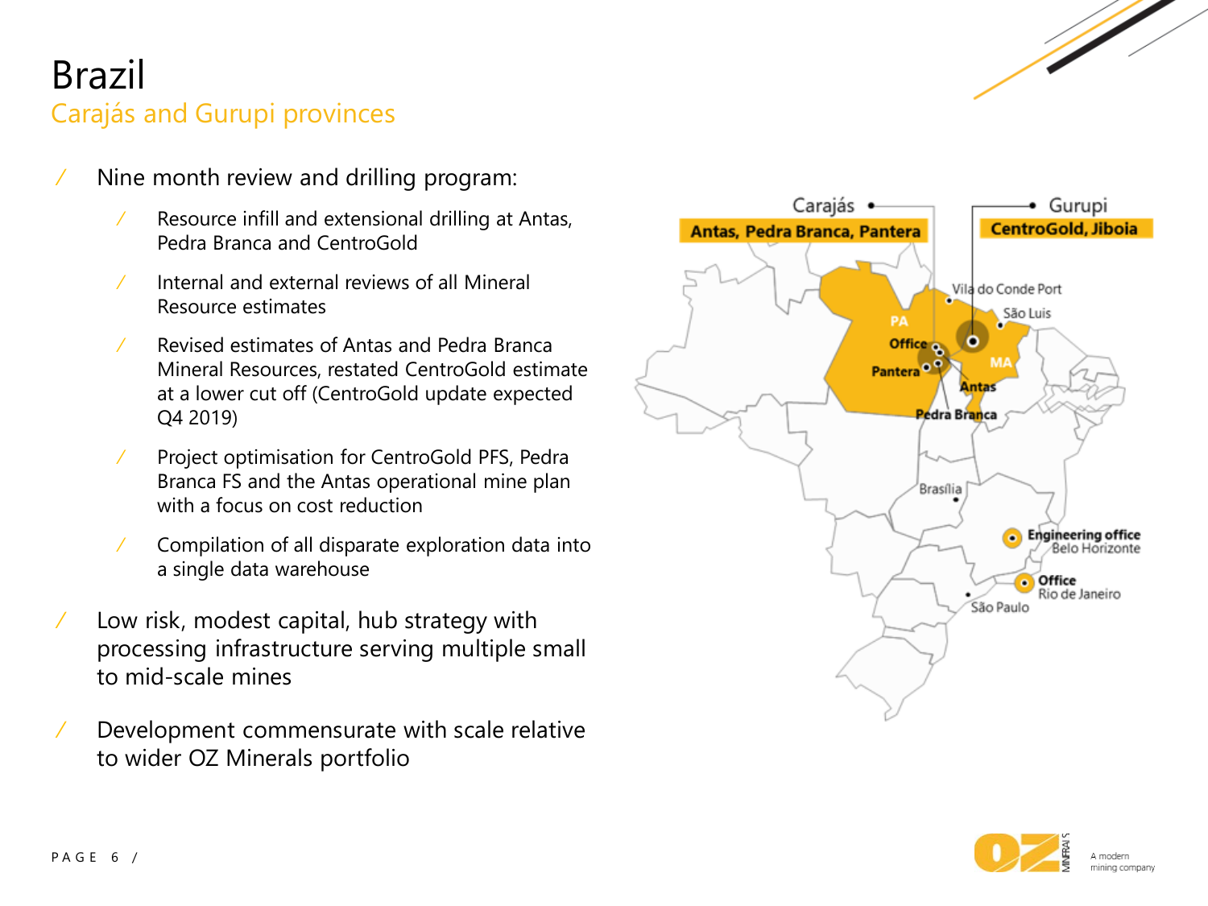# Brazil

## Carajás and Gurupi provinces

- Nine month review and drilling program:
  - Resource infill and extensional drilling at Antas, Pedra Branca and CentroGold
  - Internal and external reviews of all Mineral Resource estimates
  - Revised estimates of Antas and Pedra Branca Mineral Resources, restated CentroGold estimate at a lower cut off (CentroGold update expected Q4 2019)
  - Project optimisation for CentroGold PFS, Pedra Branca FS and the Antas operational mine plan with a focus on cost reduction
  - Compilation of all disparate exploration data into a single data warehouse
- Low risk, modest capital, hub strategy with processing infrastructure serving multiple small to mid-scale mines
- Development commensurate with scale relative to wider OZ Minerals portfolio

Carajás — **Antas, Pedra Branca, Pantera**

Gurupi — **CentroGold, Jiboia**

Vila do Conde Port
São Luis
PA
MA
Office
Pantera
Antas
Pedra Branca
Brasília
**Engineering office** Belo Horizonte
**Office** Rio de Janeiro
São Paulo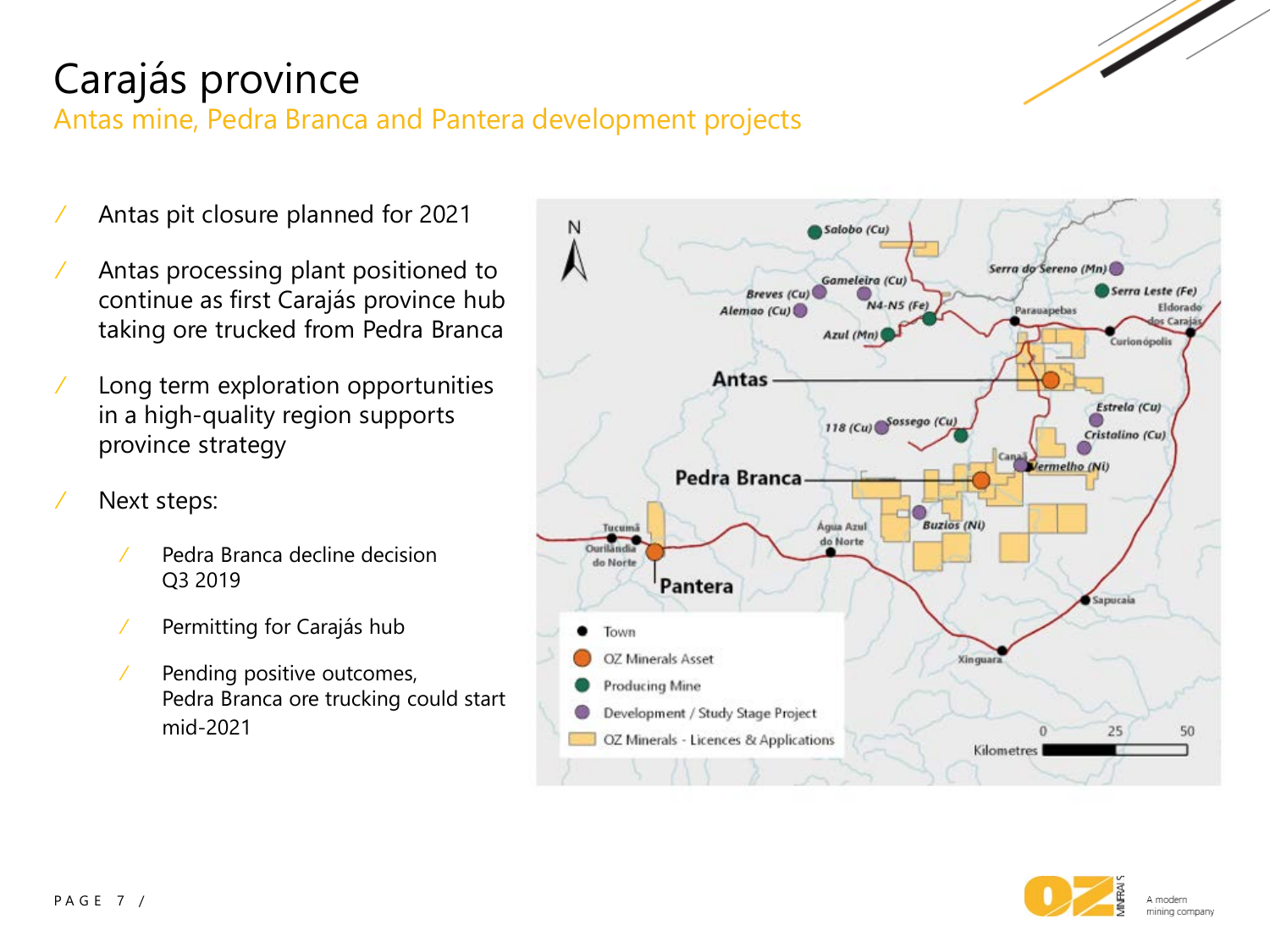# Carajás province

## Antas mine, Pedra Branca and Pantera development projects

- Antas pit closure planned for 2021
- Antas processing plant positioned to continue as first Carajás province hub taking ore trucked from Pedra Branca
- Long term exploration opportunities in a high-quality region supports province strategy
- Next steps:
  - Pedra Branca decline decision Q3 2019
  - Permitting for Carajás hub
  - Pending positive outcomes, Pedra Branca ore trucking could start mid-2021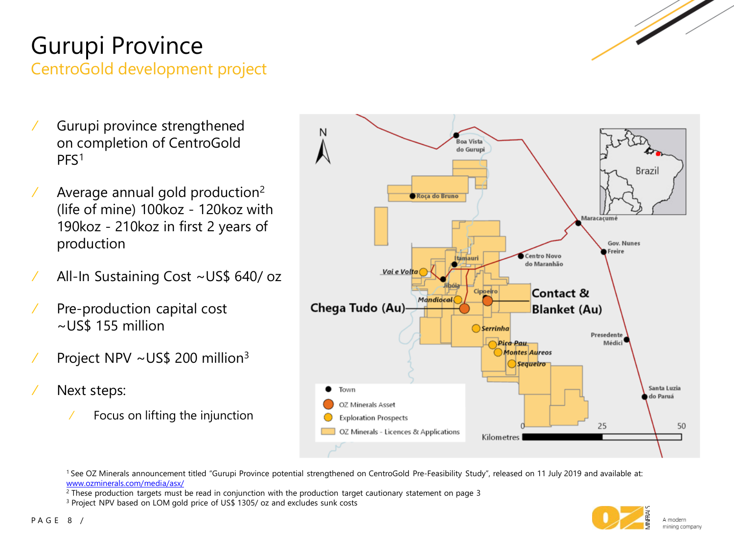# Gurupi Province

## CentroGold development project

- Gurupi province strengthened on completion of CentroGold PFS[1]
- Average annual gold production[2] (life of mine) 100koz - 120koz with 190koz - 210koz in first 2 years of production
- All-In Sustaining Cost ~US$ 640/ oz
- Pre-production capital cost ~US$ 155 million
- Project NPV ~US$ 200 million[3]
- Next steps:
  - Focus on lifting the injunction

[1] See OZ Minerals announcement titled "Gurupi Province potential strengthened on CentroGold Pre-Feasibility Study", released on 11 July 2019 and available at: www.ozminerals.com/media/asx/

[2] These production targets must be read in conjunction with the production target cautionary statement on page 3

[3] Project NPV based on LOM gold price of US$ 1305/ oz and excludes sunk costs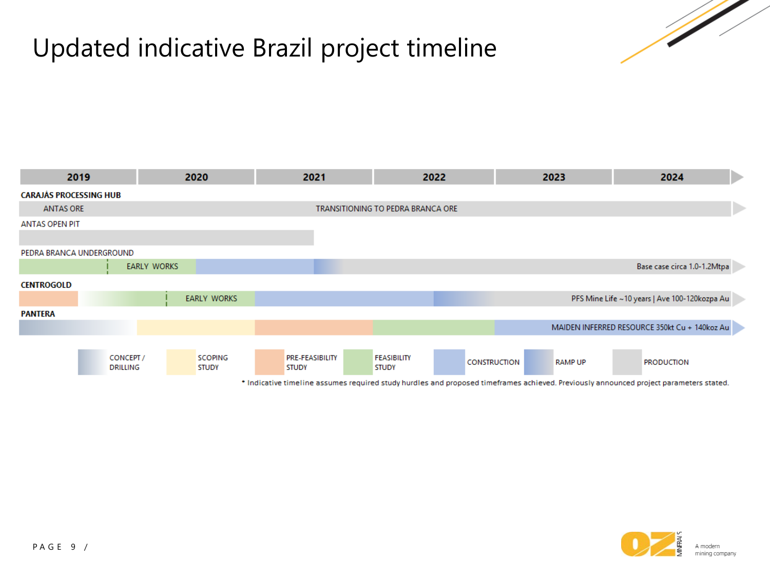# Updated indicative Brazil project timeline

2019 2020 2021 2022 2023 2024

**CARAJÁS PROCESSING HUB**

ANTAS ORE

TRANSITIONING TO PEDRA BRANCA ORE

ANTAS OPEN PIT

PEDRA BRANCA UNDERGROUND

EARLY WORKS

Base case circa 1.0-1.2Mtpa

**CENTROGOLD**

EARLY WORKS

PFS Mine Life ~10 years | Ave 100-120kozpa Au

**PANTERA**

MAIDEN INFERRED RESOURCE 350kt Cu + 140koz Au

CONCEPT / DRILLING

SCOPING STUDY

PRE-FEASIBILITY STUDY

FEASIBILITY STUDY

CONSTRUCTION

RAMP UP

PRODUCTION

* Indicative timeline assumes required study hurdles and proposed timeframes achieved. Previously announced project parameters stated.